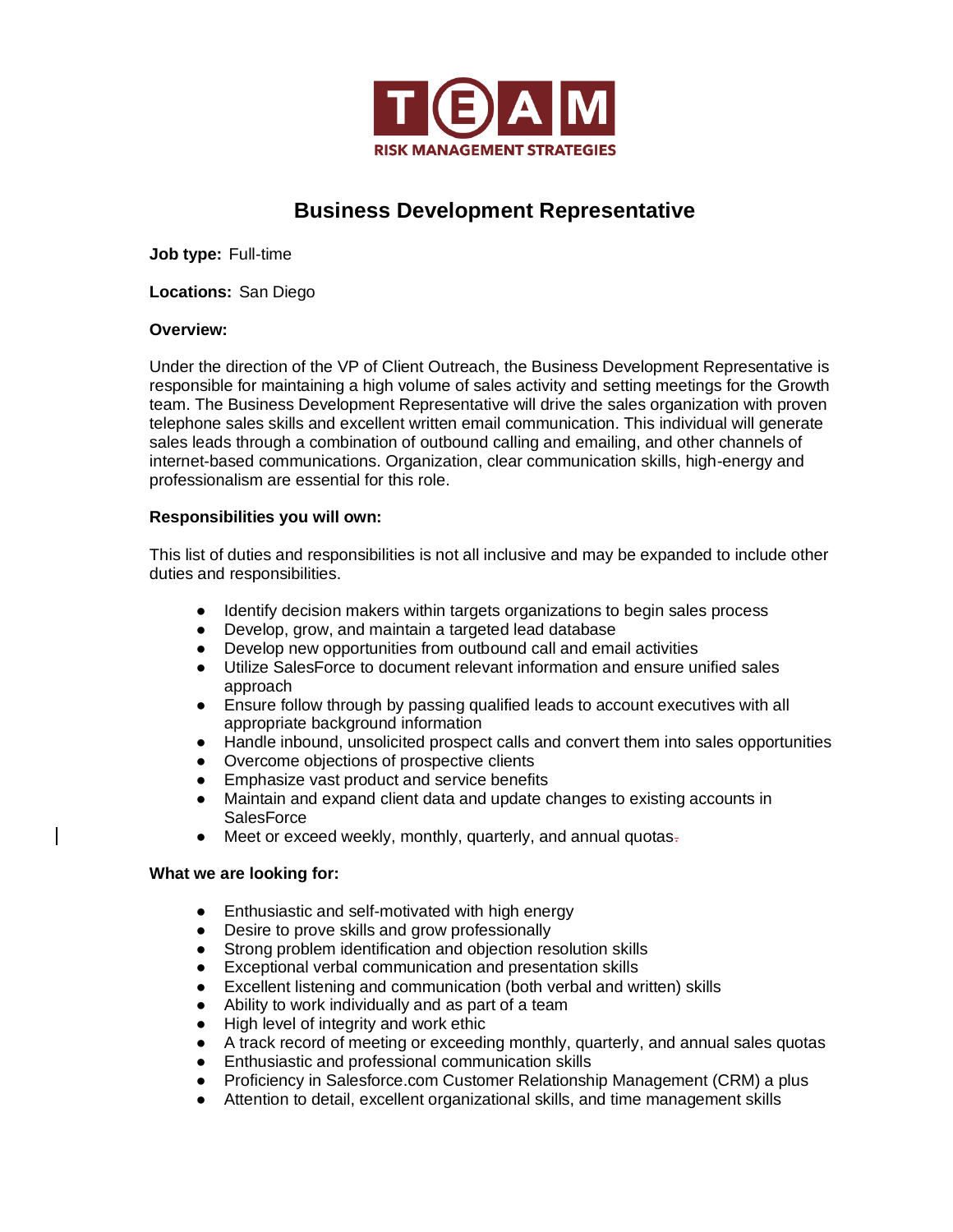TEAM
RISK MANAGEMENT STRATEGIES

# Business Development Representative

**Job type:** Full-time

**Locations:** San Diego

**Overview:**

Under the direction of the VP of Client Outreach, the Business Development Representative is responsible for maintaining a high volume of sales activity and setting meetings for the Growth team. The Business Development Representative will drive the sales organization with proven telephone sales skills and excellent written email communication. This individual will generate sales leads through a combination of outbound calling and emailing, and other channels of internet-based communications. Organization, clear communication skills, high-energy and professionalism are essential for this role.

**Responsibilities you will own:**

This list of duties and responsibilities is not all inclusive and may be expanded to include other duties and responsibilities.

- Identify decision makers within targets organizations to begin sales process
- Develop, grow, and maintain a targeted lead database
- Develop new opportunities from outbound call and email activities
- Utilize SalesForce to document relevant information and ensure unified sales approach
- Ensure follow through by passing qualified leads to account executives with all appropriate background information
- Handle inbound, unsolicited prospect calls and convert them into sales opportunities
- Overcome objections of prospective clients
- Emphasize vast product and service benefits
- Maintain and expand client data and update changes to existing accounts in SalesForce
- Meet or exceed weekly, monthly, quarterly, and annual quotas

**What we are looking for:**

- Enthusiastic and self-motivated with high energy
- Desire to prove skills and grow professionally
- Strong problem identification and objection resolution skills
- Exceptional verbal communication and presentation skills
- Excellent listening and communication (both verbal and written) skills
- Ability to work individually and as part of a team
- High level of integrity and work ethic
- A track record of meeting or exceeding monthly, quarterly, and annual sales quotas
- Enthusiastic and professional communication skills
- Proficiency in Salesforce.com Customer Relationship Management (CRM) a plus
- Attention to detail, excellent organizational skills, and time management skills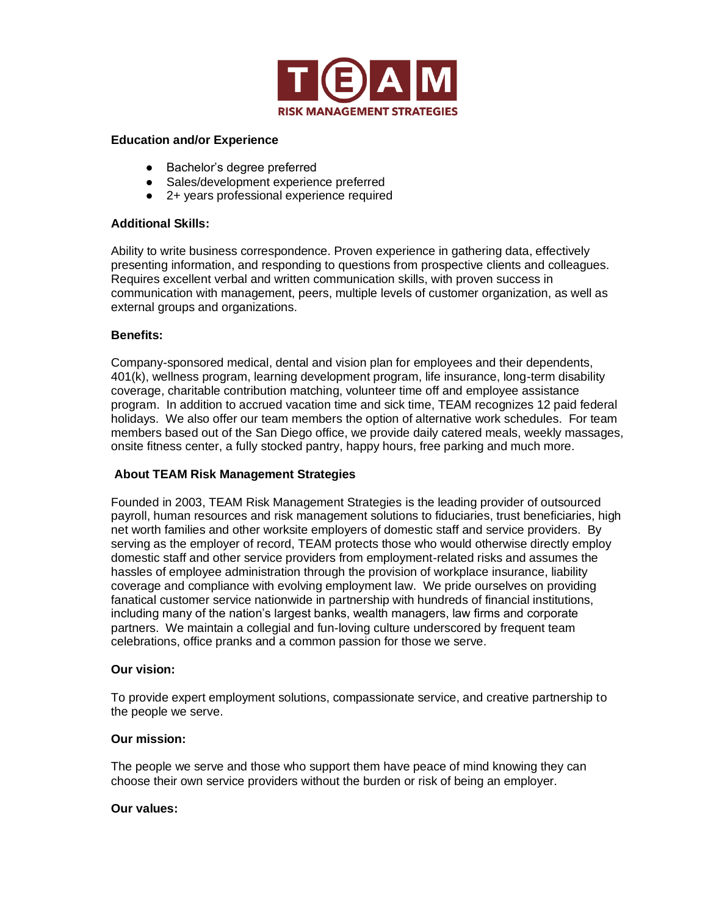**Education and/or Experience**

- Bachelor's degree preferred
- Sales/development experience preferred
- 2+ years professional experience required

**Additional Skills:**

Ability to write business correspondence. Proven experience in gathering data, effectively presenting information, and responding to questions from prospective clients and colleagues. Requires excellent verbal and written communication skills, with proven success in communication with management, peers, multiple levels of customer organization, as well as external groups and organizations.

**Benefits:**

Company-sponsored medical, dental and vision plan for employees and their dependents, 401(k), wellness program, learning development program, life insurance, long-term disability coverage, charitable contribution matching, volunteer time off and employee assistance program. In addition to accrued vacation time and sick time, TEAM recognizes 12 paid federal holidays. We also offer our team members the option of alternative work schedules. For team members based out of the San Diego office, we provide daily catered meals, weekly massages, onsite fitness center, a fully stocked pantry, happy hours, free parking and much more.

**About TEAM Risk Management Strategies**

Founded in 2003, TEAM Risk Management Strategies is the leading provider of outsourced payroll, human resources and risk management solutions to fiduciaries, trust beneficiaries, high net worth families and other worksite employers of domestic staff and service providers. By serving as the employer of record, TEAM protects those who would otherwise directly employ domestic staff and other service providers from employment-related risks and assumes the hassles of employee administration through the provision of workplace insurance, liability coverage and compliance with evolving employment law. We pride ourselves on providing fanatical customer service nationwide in partnership with hundreds of financial institutions, including many of the nation's largest banks, wealth managers, law firms and corporate partners. We maintain a collegial and fun-loving culture underscored by frequent team celebrations, office pranks and a common passion for those we serve.

**Our vision:**

To provide expert employment solutions, compassionate service, and creative partnership to the people we serve.

**Our mission:**

The people we serve and those who support them have peace of mind knowing they can choose their own service providers without the burden or risk of being an employer.

**Our values:**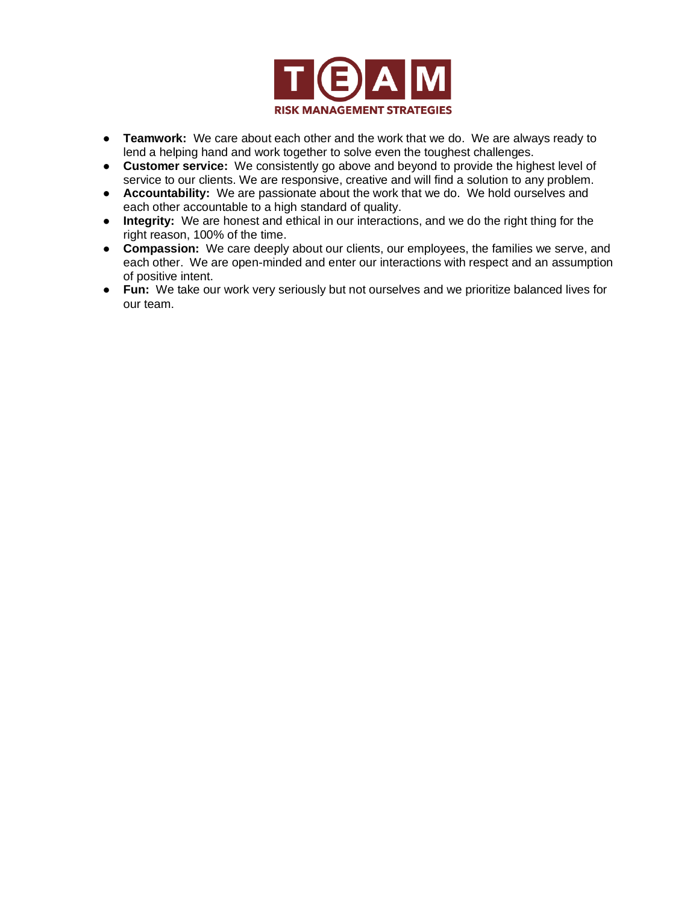TEAM

RISK MANAGEMENT STRATEGIES

- **Teamwork:** We care about each other and the work that we do. We are always ready to lend a helping hand and work together to solve even the toughest challenges.
- **Customer service:** We consistently go above and beyond to provide the highest level of service to our clients. We are responsive, creative and will find a solution to any problem.
- **Accountability:** We are passionate about the work that we do. We hold ourselves and each other accountable to a high standard of quality.
- **Integrity:** We are honest and ethical in our interactions, and we do the right thing for the right reason, 100% of the time.
- **Compassion:** We care deeply about our clients, our employees, the families we serve, and each other. We are open-minded and enter our interactions with respect and an assumption of positive intent.
- **Fun:** We take our work very seriously but not ourselves and we prioritize balanced lives for our team.